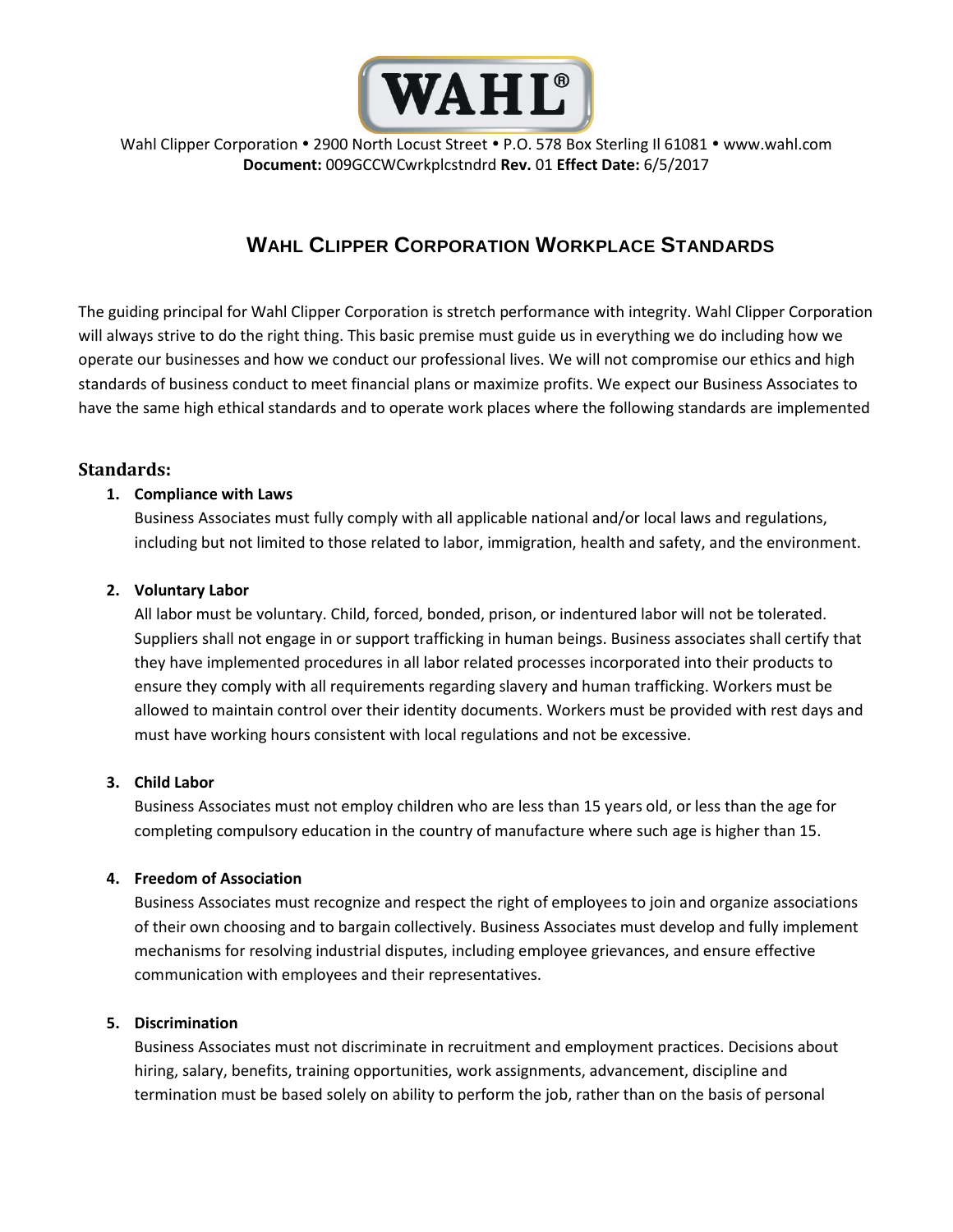Wahl Clipper Corporation • 2900 North Locust Street • P.O. 578 Box Sterling Il 61081 • www.wahl.com
**Document:** 009GCCWCwrkplcstndrd **Rev.** 01 **Effect Date:** 6/5/2017

# WAHL CLIPPER CORPORATION WORKPLACE STANDARDS

The guiding principal for Wahl Clipper Corporation is stretch performance with integrity. Wahl Clipper Corporation will always strive to do the right thing. This basic premise must guide us in everything we do including how we operate our businesses and how we conduct our professional lives. We will not compromise our ethics and high standards of business conduct to meet financial plans or maximize profits. We expect our Business Associates to have the same high ethical standards and to operate work places where the following standards are implemented

## Standards:

1. **Compliance with Laws**
   Business Associates must fully comply with all applicable national and/or local laws and regulations, including but not limited to those related to labor, immigration, health and safety, and the environment.

2. **Voluntary Labor**
   All labor must be voluntary. Child, forced, bonded, prison, or indentured labor will not be tolerated. Suppliers shall not engage in or support trafficking in human beings. Business associates shall certify that they have implemented procedures in all labor related processes incorporated into their products to ensure they comply with all requirements regarding slavery and human trafficking. Workers must be allowed to maintain control over their identity documents. Workers must be provided with rest days and must have working hours consistent with local regulations and not be excessive.

3. **Child Labor**
   Business Associates must not employ children who are less than 15 years old, or less than the age for completing compulsory education in the country of manufacture where such age is higher than 15.

4. **Freedom of Association**
   Business Associates must recognize and respect the right of employees to join and organize associations of their own choosing and to bargain collectively. Business Associates must develop and fully implement mechanisms for resolving industrial disputes, including employee grievances, and ensure effective communication with employees and their representatives.

5. **Discrimination**
   Business Associates must not discriminate in recruitment and employment practices. Decisions about hiring, salary, benefits, training opportunities, work assignments, advancement, discipline and termination must be based solely on ability to perform the job, rather than on the basis of personal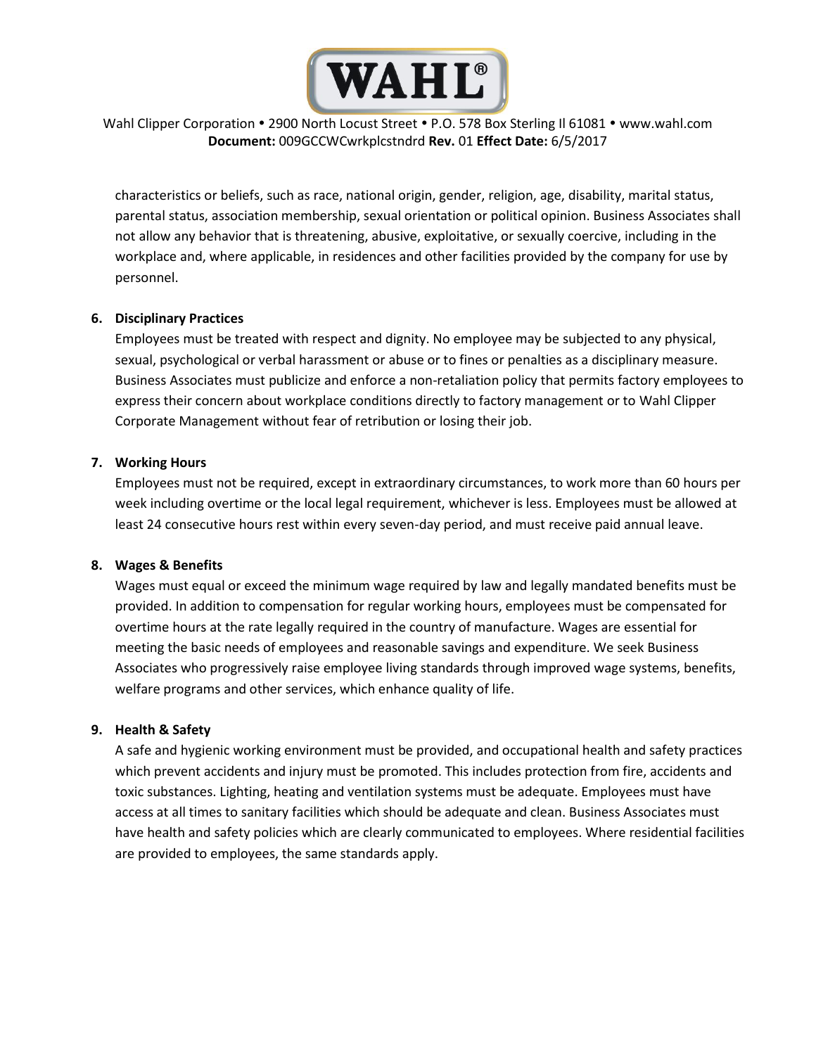characteristics or beliefs, such as race, national origin, gender, religion, age, disability, marital status, parental status, association membership, sexual orientation or political opinion. Business Associates shall not allow any behavior that is threatening, abusive, exploitative, or sexually coercive, including in the workplace and, where applicable, in residences and other facilities provided by the company for use by personnel.

6. **Disciplinary Practices**
   Employees must be treated with respect and dignity. No employee may be subjected to any physical, sexual, psychological or verbal harassment or abuse or to fines or penalties as a disciplinary measure. Business Associates must publicize and enforce a non-retaliation policy that permits factory employees to express their concern about workplace conditions directly to factory management or to Wahl Clipper Corporate Management without fear of retribution or losing their job.

7. **Working Hours**
   Employees must not be required, except in extraordinary circumstances, to work more than 60 hours per week including overtime or the local legal requirement, whichever is less. Employees must be allowed at least 24 consecutive hours rest within every seven-day period, and must receive paid annual leave.

8. **Wages & Benefits**
   Wages must equal or exceed the minimum wage required by law and legally mandated benefits must be provided. In addition to compensation for regular working hours, employees must be compensated for overtime hours at the rate legally required in the country of manufacture. Wages are essential for meeting the basic needs of employees and reasonable savings and expenditure. We seek Business Associates who progressively raise employee living standards through improved wage systems, benefits, welfare programs and other services, which enhance quality of life.

9. **Health & Safety**
   A safe and hygienic working environment must be provided, and occupational health and safety practices which prevent accidents and injury must be promoted. This includes protection from fire, accidents and toxic substances. Lighting, heating and ventilation systems must be adequate. Employees must have access at all times to sanitary facilities which should be adequate and clean. Business Associates must have health and safety policies which are clearly communicated to employees. Where residential facilities are provided to employees, the same standards apply.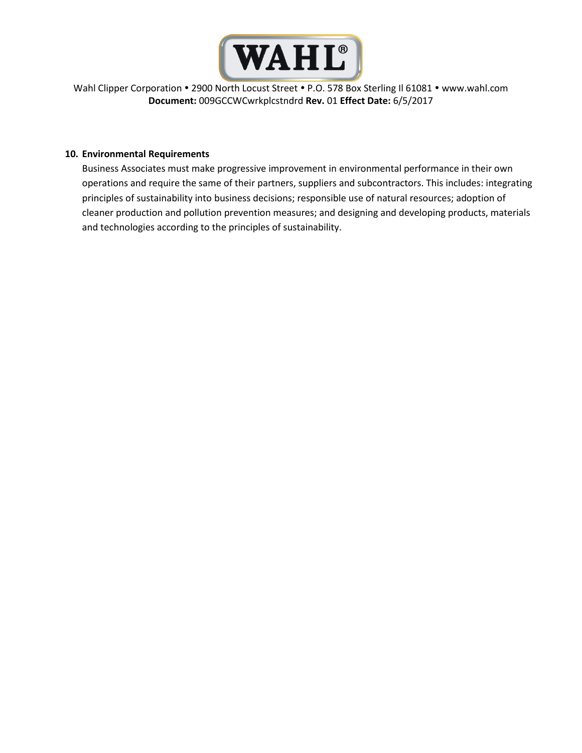10. **Environmental Requirements**

    Business Associates must make progressive improvement in environmental performance in their own operations and require the same of their partners, suppliers and subcontractors. This includes: integrating principles of sustainability into business decisions; responsible use of natural resources; adoption of cleaner production and pollution prevention measures; and designing and developing products, materials and technologies according to the principles of sustainability.